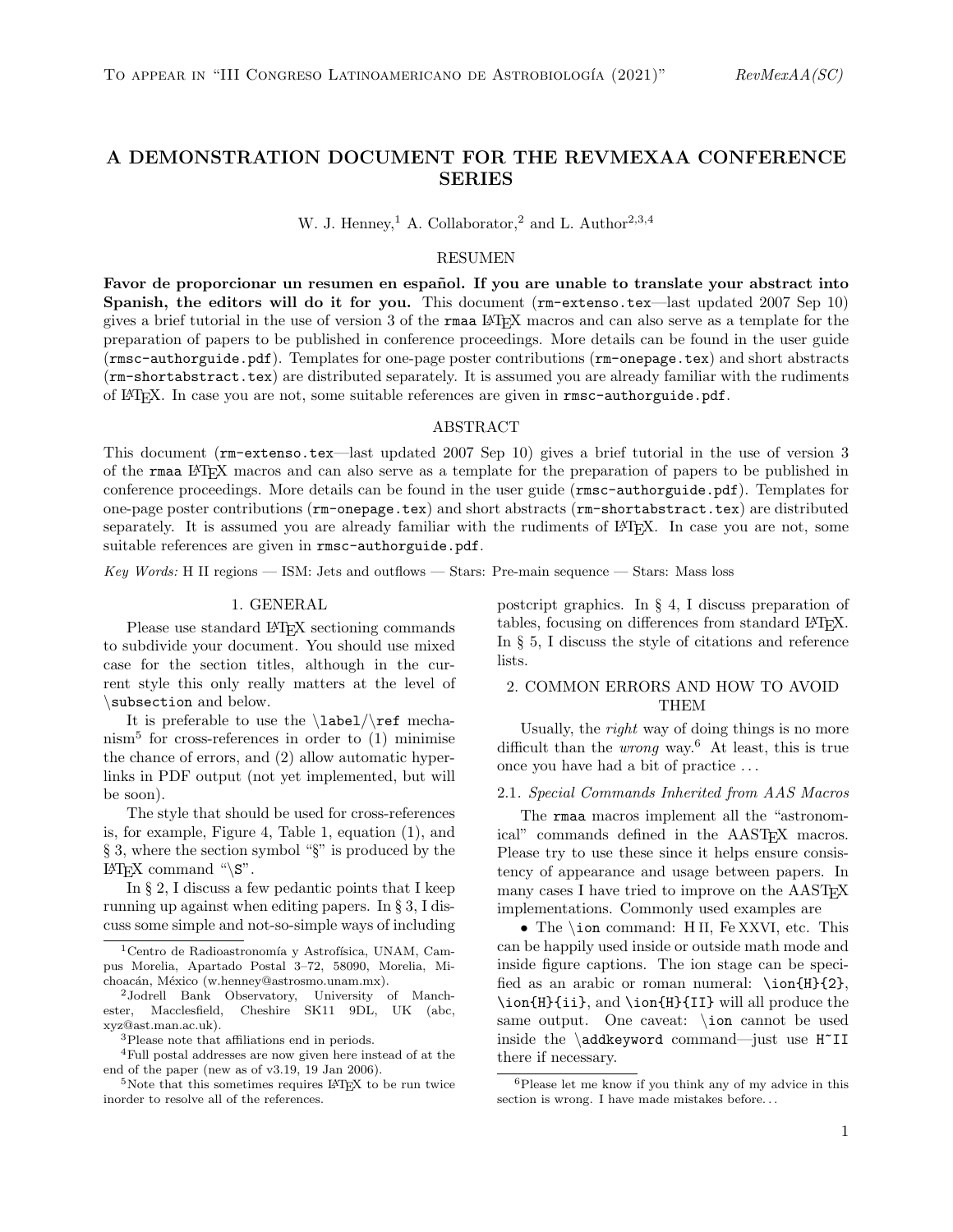# A DEMONSTRATION DOCUMENT FOR THE REVMEXAA CONFERENCE SERIES

W. J. Henney,[1] A. Collaborator,[2] and L. Author[2,3,4]

## RESUMEN

**Favor de proporcionar un resumen en español. If you are unable to translate your abstract into Spanish, the editors will do it for you.** This document (`rm-extenso.tex`—last updated 2007 Sep 10) gives a brief tutorial in the use of version 3 of the `rmaa` LaTeX macros and can also serve as a template for the preparation of papers to be published in conference proceedings. More details can be found in the user guide (`rmsc-authorguide.pdf`). Templates for one-page poster contributions (`rm-onepage.tex`) and short abstracts (`rm-shortabstract.tex`) are distributed separately. It is assumed you are already familiar with the rudiments of LaTeX. In case you are not, some suitable references are given in `rmsc-authorguide.pdf`.

## ABSTRACT

This document (`rm-extenso.tex`—last updated 2007 Sep 10) gives a brief tutorial in the use of version 3 of the `rmaa` LaTeX macros and can also serve as a template for the preparation of papers to be published in conference proceedings. More details can be found in the user guide (`rmsc-authorguide.pdf`). Templates for one-page poster contributions (`rm-onepage.tex`) and short abstracts (`rm-shortabstract.tex`) are distributed separately. It is assumed you are already familiar with the rudiments of LaTeX. In case you are not, some suitable references are given in `rmsc-authorguide.pdf`.

*Key Words:* H II regions — ISM: Jets and outflows — Stars: Pre-main sequence — Stars: Mass loss

## 1. GENERAL

Please use standard LaTeX sectioning commands to subdivide your document. You should use mixed case for the section titles, although in the current style this only really matters at the level of `\subsection` and below.

It is preferable to use the `\label`/`\ref` mechanism[5] for cross-references in order to (1) minimise the chance of errors, and (2) allow automatic hyperlinks in PDF output (not yet implemented, but will be soon).

The style that should be used for cross-references is, for example, Figure 4, Table 1, equation (1), and § 3, where the section symbol "§" is produced by the LaTeX command "`\S`".

In § 2, I discuss a few pedantic points that I keep running up against when editing papers. In § 3, I discuss some simple and not-so-simple ways of including postcript graphics. In § 4, I discuss preparation of tables, focusing on differences from standard LaTeX. In § 5, I discuss the style of citations and reference lists.

## 2. COMMON ERRORS AND HOW TO AVOID THEM

Usually, the *right* way of doing things is no more difficult than the *wrong* way.[6] At least, this is true once you have had a bit of practice . . .

### 2.1. *Special Commands Inherited from AAS Macros*

The `rmaa` macros implement all the "astronomical" commands defined in the AASTeX macros. Please try to use these since it helps ensure consistency of appearance and usage between papers. In many cases I have tried to improve on the AASTeX implementations. Commonly used examples are

- The `\ion` command: H II, Fe XXVI, etc. This can be happily used inside or outside math mode and inside figure captions. The ion stage can be specified as an arabic or roman numeral: `\ion{H}{2}`, `\ion{H}{ii}`, and `\ion{H}{II}` will all produce the same output. One caveat: `\ion` cannot be used inside the `\addkeyword` command—just use `H~II` there if necessary.

---

[1] Centro de Radioastronomía y Astrofísica, UNAM, Campus Morelia, Apartado Postal 3–72, 58090, Morelia, Michoacán, México (w.henney@astrosmo.unam.mx).

[2] Jodrell Bank Observatory, University of Manchester, Macclesfield, Cheshire SK11 9DL, UK (abc, xyz@ast.man.ac.uk).

[3] Please note that affiliations end in periods.

[4] Full postal addresses are now given here instead of at the end of the paper (new as of v3.19, 19 Jan 2006).

[5] Note that this sometimes requires LaTeX to be run twice inorder to resolve all of the references.

[6] Please let me know if you think any of my advice in this section is wrong. I have made mistakes before. . .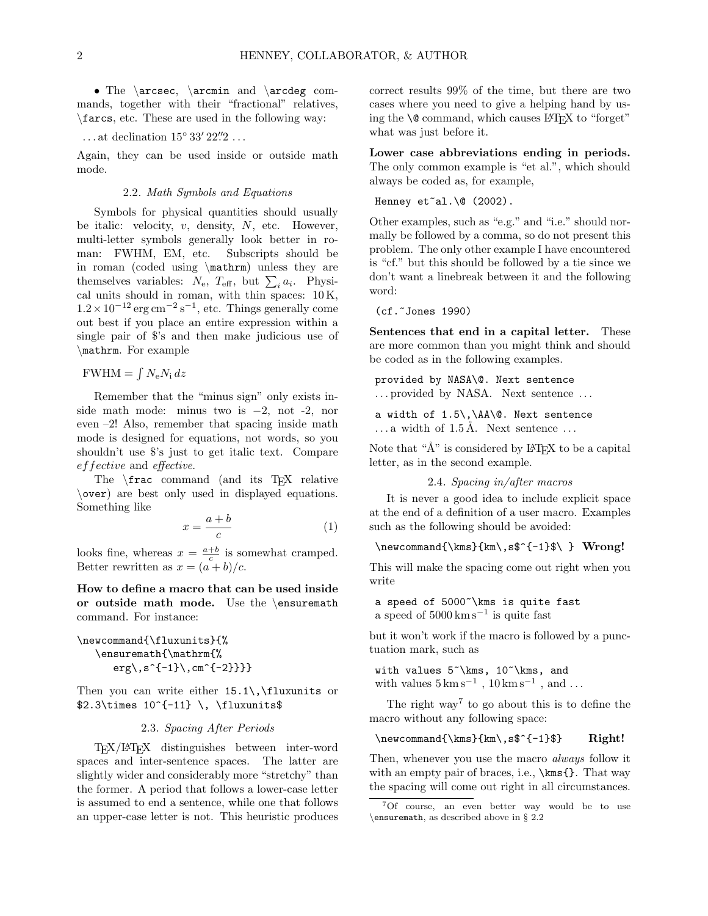• The \arcsec, \arcmin and \arcdeg commands, together with their "fractional" relatives, \farcs, etc. These are used in the following way:

. . . at declination $15^\circ\,33'\,22''\!.2$ . . .

Again, they can be used inside or outside math mode.

### 2.2. *Math Symbols and Equations*

Symbols for physical quantities should usually be italic: velocity, $v$, density, $N$, etc. However, multi-letter symbols generally look better in roman: FWHM, EM, etc. Subscripts should be in roman (coded using \mathrm) unless they are themselves variables: $N_\mathrm{e}$, $T_\mathrm{eff}$, but $\sum_i a_i$. Physical units should in roman, with thin spaces: $10\,\mathrm{K}$, $1.2\times10^{-12}\,\mathrm{erg\,cm^{-2}\,s^{-1}}$, etc. Things generally come out best if you place an entire expression within a single pair of $'s and then make judicious use of \mathrm. For example

$\mathrm{FWHM} = \int N_\mathrm{e} N_\mathrm{i}\, dz$

Remember that the "minus sign" only exists inside math mode: minus two is $-2$, not -2, nor even –2! Also, remember that spacing inside math mode is designed for equations, not words, so you shouldn't use $'s just to get italic text. Compare $effective$ and *effective*.

The \frac command (and its TeX relative \over) are best only used in displayed equations. Something like

$$x = \frac{a+b}{c} \tag{1}$$

looks fine, whereas $x = \frac{a+b}{c}$ is somewhat cramped. Better rewritten as $x = (a+b)/c$.

**How to define a macro that can be used inside or outside math mode.** Use the \ensuremath command. For instance:

```
\newcommand{\fluxunits}{%
   \ensuremath{\mathrm{%
      erg\,s^{-1}\,cm^{-2}}}}
```

Then you can write either `15.1\,\fluxunits` or `$2.3\times 10^{-11} \, \fluxunits$`

### 2.3. *Spacing After Periods*

TeX/LaTeX distinguishes between inter-word spaces and inter-sentence spaces. The latter are slightly wider and considerably more "stretchy" than the former. A period that follows a lower-case letter is assumed to end a sentence, while one that follows an upper-case letter is not. This heuristic produces correct results 99% of the time, but there are two cases where you need to give a helping hand by using the \@ command, which causes LaTeX to "forget" what was just before it.

**Lower case abbreviations ending in periods.** The only common example is "et al.", which should always be coded as, for example,

```
Henney et~al.\@ (2002).
```

Other examples, such as "e.g." and "i.e." should normally be followed by a comma, so do not present this problem. The only other example I have encountered is "cf." but this should be followed by a tie since we don't want a linebreak between it and the following word:

```
(cf.~Jones 1990)
```

**Sentences that end in a capital letter.** These are more common than you might think and should be coded as in the following examples.

```
provided by NASA\@. Next sentence
```

. . . provided by NASA. Next sentence . . .

```
a width of 1.5\,\AA\@. Next sentence
```

. . . a width of 1.5 Å. Next sentence . . .

Note that "Å" is considered by LaTeX to be a capital letter, as in the second example.

### 2.4. *Spacing in/after macros*

It is never a good idea to include explicit space at the end of a definition of a user macro. Examples such as the following should be avoided:

```
\newcommand{\kms}{km\,s$^{-1}$\ }
```
**Wrong!**

This will make the spacing come out right when you write

```
a speed of 5000~\kms is quite fast
```

a speed of $5000\,\mathrm{km\,s^{-1}}$ is quite fast

but it won't work if the macro is followed by a punctuation mark, such as

```
with values 5~\kms, 10~\kms, and
```

with values $5\,\mathrm{km\,s^{-1}}$ , $10\,\mathrm{km\,s^{-1}}$ , and . . .

The right way[7] to go about this is to define the macro without any following space:

```
\newcommand{\kms}{km\,s$^{-1}$}
```
**Right!**

Then, whenever you use the macro *always* follow it with an empty pair of braces, i.e., `\kms{}`. That way the spacing will come out right in all circumstances.

[7] Of course, an even better way would be to use \ensuremath, as described above in § 2.2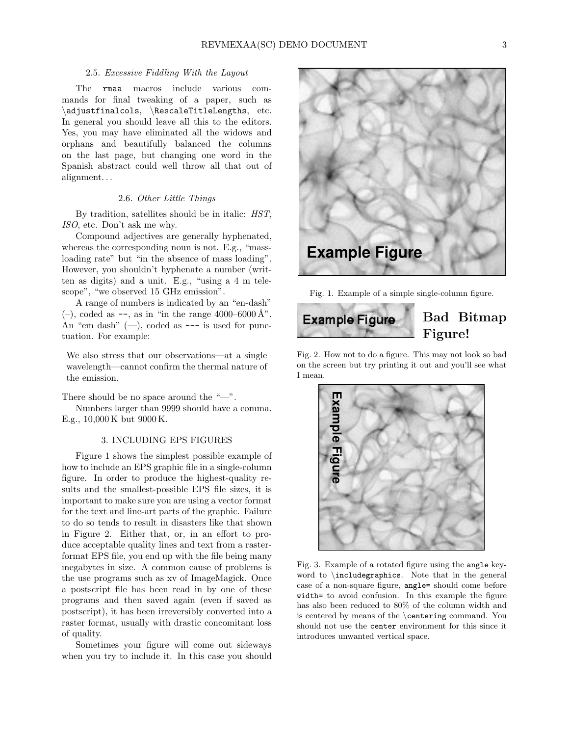### 2.5. *Excessive Fiddling With the Layout*

The `rmaa` macros include various commands for final tweaking of a paper, such as `\adjustfinalcols`, `\RescaleTitleLengths`, etc. In general you should leave all this to the editors. Yes, you may have eliminated all the widows and orphans and beautifully balanced the columns on the last page, but changing one word in the Spanish abstract could well throw all that out of alignment. . .

### 2.6. *Other Little Things*

By tradition, satellites should be in italic: *HST*, *ISO*, etc. Don't ask me why.

Compound adjectives are generally hyphenated, whereas the corresponding noun is not. E.g., "mass-loading rate" but "in the absence of mass loading". However, you shouldn't hyphenate a number (written as digits) and a unit. E.g., "using a 4 m telescope", "we observed 15 GHz emission".

A range of numbers is indicated by an "en-dash" (–), coded as `--`, as in "in the range 4000–6000 Å". An "em dash" (—), coded as `---` is used for punctuation. For example:

> We also stress that our observations—at a single wavelength—cannot confirm the thermal nature of the emission.

There should be no space around the "—".

Numbers larger than 9999 should have a comma. E.g., 10,000 K but 9000 K.

## 3. INCLUDING EPS FIGURES

Figure 1 shows the simplest possible example of how to include an EPS graphic file in a single-column figure. In order to produce the highest-quality results and the smallest-possible EPS file sizes, it is important to make sure you are using a vector format for the text and line-art parts of the graphic. Failure to do so tends to result in disasters like that shown in Figure 2. Either that, or, in an effort to produce acceptable quality lines and text from a raster-format EPS file, you end up with the file being many megabytes in size. A common cause of problems is the use programs such as xv of ImageMagick. Once a postscript file has been read in by one of these programs and then saved again (even if saved as postscript), it has been irreversibly converted into a raster format, usually with drastic concomitant loss of quality.

Sometimes your figure will come out sideways when you try to include it. In this case you should

Fig. 1. Example of a simple single-column figure.

Fig. 2. How not to do a figure. This may not look so bad on the screen but try printing it out and you'll see what I mean.

Fig. 3. Example of a rotated figure using the `angle` keyword to `\includegraphics`. Note that in the general case of a non-square figure, `angle=` should come before `width=` to avoid confusion. In this example the figure has also been reduced to 80% of the column width and is centered by means of the `\centering` command. You should not use the `center` environment for this since it introduces unwanted vertical space.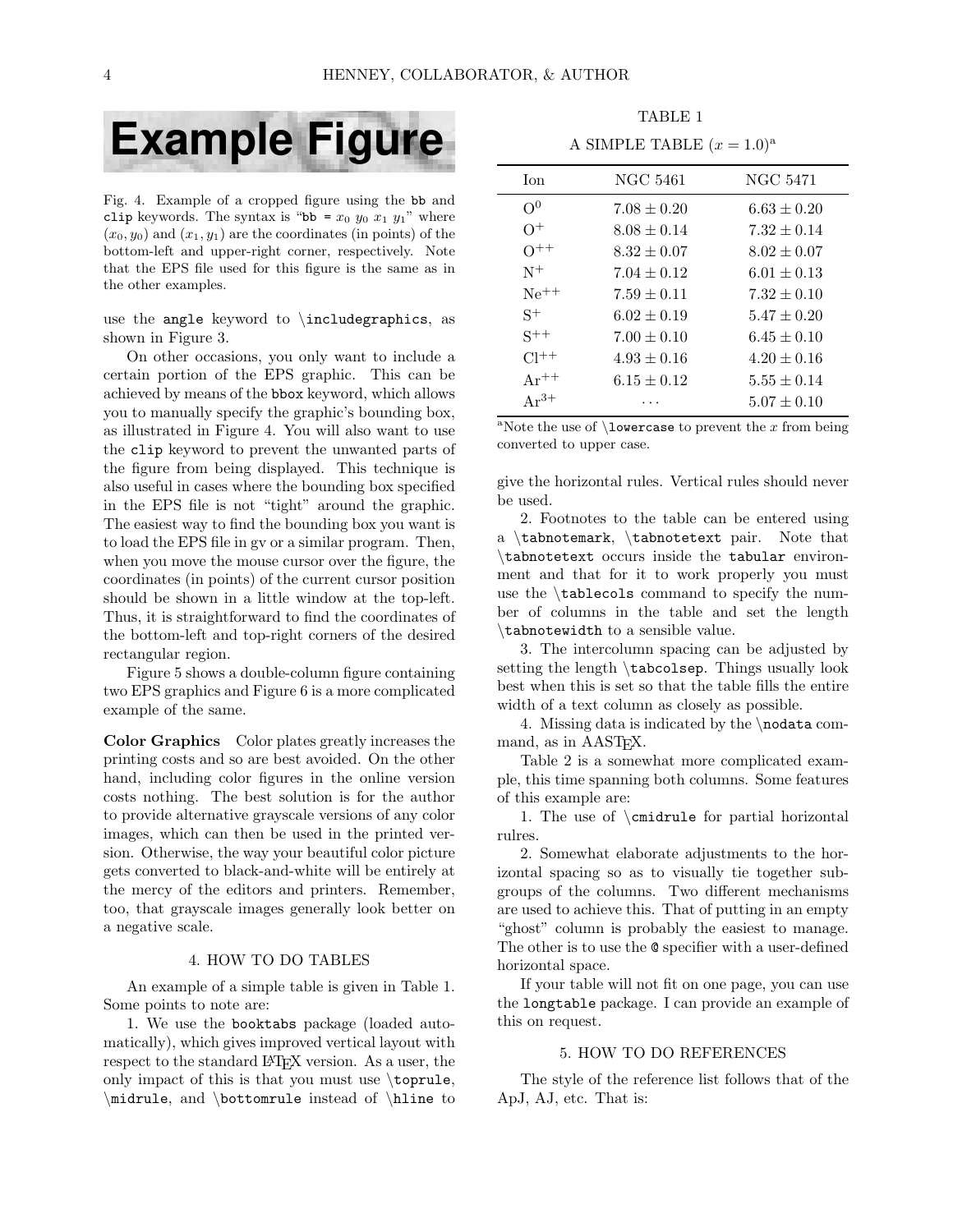Fig. 4. Example of a cropped figure using the `bb` and `clip` keywords. The syntax is "`bb =` $x_0$ $y_0$ $x_1$ $y_1$" where $(x_0, y_0)$ and $(x_1, y_1)$ are the coordinates (in points) of the bottom-left and upper-right corner, respectively. Note that the EPS file used for this figure is the same as in the other examples.

use the `angle` keyword to `\includegraphics`, as shown in Figure 3.

On other occasions, you only want to include a certain portion of the EPS graphic. This can be achieved by means of the `bbox` keyword, which allows you to manually specify the graphic's bounding box, as illustrated in Figure 4. You will also want to use the `clip` keyword to prevent the unwanted parts of the figure from being displayed. This technique is also useful in cases where the bounding box specified in the EPS file is not "tight" around the graphic. The easiest way to find the bounding box you want is to load the EPS file in gv or a similar program. Then, when you move the mouse cursor over the figure, the coordinates (in points) of the current cursor position should be shown in a little window at the top-left. Thus, it is straightforward to find the coordinates of the bottom-left and top-right corners of the desired rectangular region.

Figure 5 shows a double-column figure containing two EPS graphics and Figure 6 is a more complicated example of the same.

**Color Graphics** Color plates greatly increases the printing costs and so are best avoided. On the other hand, including color figures in the online version costs nothing. The best solution is for the author to provide alternative grayscale versions of any color images, which can then be used in the printed version. Otherwise, the way your beautiful color picture gets converted to black-and-white will be entirely at the mercy of the editors and printers. Remember, too, that grayscale images generally look better on a negative scale.

## 4. HOW TO DO TABLES

An example of a simple table is given in Table 1. Some points to note are:

1. We use the `booktabs` package (loaded automatically), which gives improved vertical layout with respect to the standard LaTeX version. As a user, the only impact of this is that you must use `\toprule`, `\midrule`, and `\bottomrule` instead of `\hline` to give the horizontal rules. Vertical rules should never be used.

2. Footnotes to the table can be entered using a `\tabnotemark`, `\tabnotetext` pair. Note that `\tabnotetext` occurs inside the `tabular` environment and that for it to work properly you must use the `\tablecols` command to specify the number of columns in the table and set the length `\tabnotewidth` to a sensible value.

3. The intercolumn spacing can be adjusted by setting the length `\tabcolsep`. Things usually look best when this is set so that the table fills the entire width of a text column as closely as possible.

4. Missing data is indicated by the `\nodata` command, as in AASTeX.

TABLE 1

A SIMPLE TABLE ($x = 1.0$)[a]

| Ion | NGC 5461 | NGC 5471 |
|---|---|---|
| $O^0$ | $7.08 \pm 0.20$ | $6.63 \pm 0.20$ |
| $O^+$ | $8.08 \pm 0.14$ | $7.32 \pm 0.14$ |
| $O^{++}$ | $8.32 \pm 0.07$ | $8.02 \pm 0.07$ |
| $N^+$ | $7.04 \pm 0.12$ | $6.01 \pm 0.13$ |
| $Ne^{++}$ | $7.59 \pm 0.11$ | $7.32 \pm 0.10$ |
| $S^+$ | $6.02 \pm 0.19$ | $5.47 \pm 0.20$ |
| $S^{++}$ | $7.00 \pm 0.10$ | $6.45 \pm 0.10$ |
| $Cl^{++}$ | $4.93 \pm 0.16$ | $4.20 \pm 0.16$ |
| $Ar^{++}$ | $6.15 \pm 0.12$ | $5.55 \pm 0.14$ |
| $Ar^{3+}$ | $\cdots$ | $5.07 \pm 0.10$ |

[a]Note the use of `\lowercase` to prevent the $x$ from being converted to upper case.

Table 2 is a somewhat more complicated example, this time spanning both columns. Some features of this example are:

1. The use of `\cmidrule` for partial horizontal rulres.

2. Somewhat elaborate adjustments to the horizontal spacing so as to visually tie together subgroups of the columns. Two different mechanisms are used to achieve this. That of putting in an empty "ghost" column is probably the easiest to manage. The other is to use the `@` specifier with a user-defined horizontal space.

If your table will not fit on one page, you can use the `longtable` package. I can provide an example of this on request.

## 5. HOW TO DO REFERENCES

The style of the reference list follows that of the ApJ, AJ, etc. That is: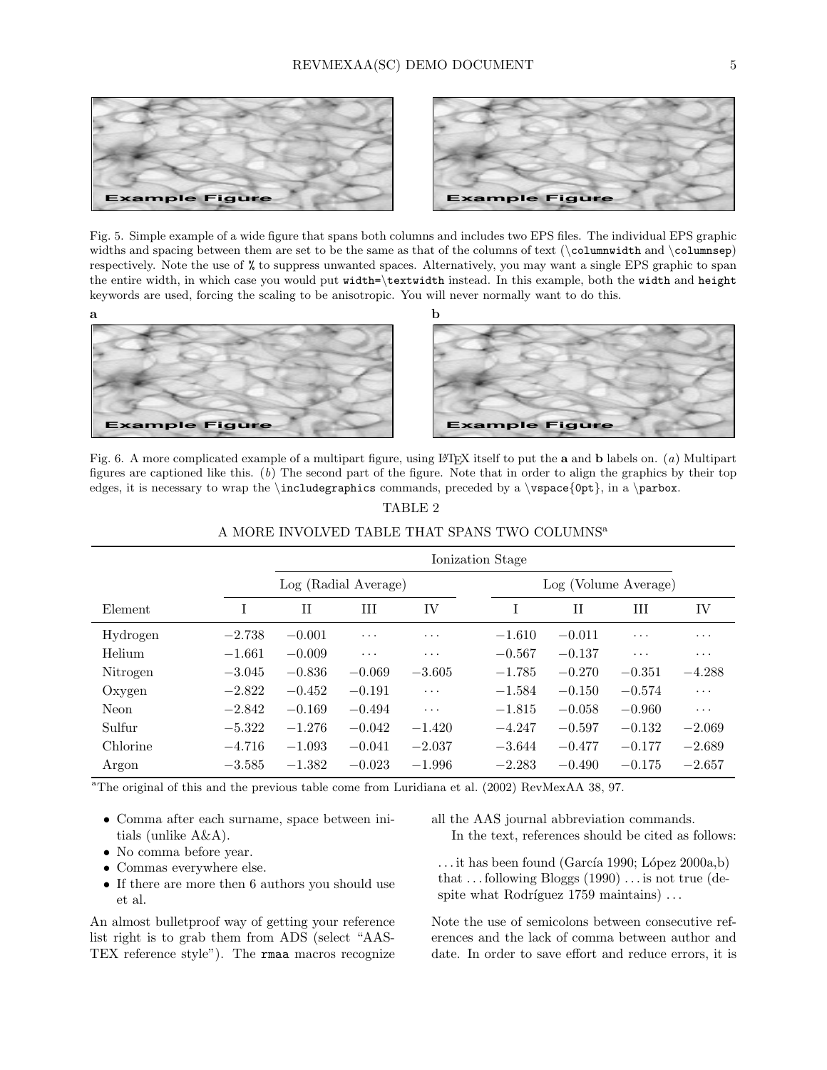Fig. 5. Simple example of a wide figure that spans both columns and includes two EPS files. The individual EPS graphic widths and spacing between them are set to be the same as that of the columns of text (`\columnwidth` and `\columnsep`) respectively. Note the use of `%` to suppress unwanted spaces. Alternatively, you may want a single EPS graphic to span the entire width, in which case you would put `width=\textwidth` instead. In this example, both the `width` and `height` keywords are used, forcing the scaling to be anisotropic. You will never normally want to do this.

Fig. 6. A more complicated example of a multipart figure, using LaTeX itself to put the **a** and **b** labels on. (*a*) Multipart figures are captioned like this. (*b*) The second part of the figure. Note that in order to align the graphics by their top edges, it is necessary to wrap the `\includegraphics` commands, preceded by a `\vspace{0pt}`, in a `\parbox`.

TABLE 2

A MORE INVOLVED TABLE THAT SPANS TWO COLUMNS[a]

| | Ionization Stage | | | | | | | |
|---|---|---|---|---|---|---|---|---|
| | Log (Radial Average) | | | | Log (Volume Average) | | | |
| Element | I | II | III | IV | I | II | III | IV |
| Hydrogen | −2.738 | −0.001 | ... | ... | −1.610 | −0.011 | ... | ... |
| Helium | −1.661 | −0.009 | ... | ... | −0.567 | −0.137 | ... | ... |
| Nitrogen | −3.045 | −0.836 | −0.069 | −3.605 | −1.785 | −0.270 | −0.351 | −4.288 |
| Oxygen | −2.822 | −0.452 | −0.191 | ... | −1.584 | −0.150 | −0.574 | ... |
| Neon | −2.842 | −0.169 | −0.494 | ... | −1.815 | −0.058 | −0.960 | ... |
| Sulfur | −5.322 | −1.276 | −0.042 | −1.420 | −4.247 | −0.597 | −0.132 | −2.069 |
| Chlorine | −4.716 | −1.093 | −0.041 | −2.037 | −3.644 | −0.477 | −0.177 | −2.689 |
| Argon | −3.585 | −1.382 | −0.023 | −1.996 | −2.283 | −0.490 | −0.175 | −2.657 |

[a]The original of this and the previous table come from Luridiana et al. (2002) RevMexAA 38, 97.

- Comma after each surname, space between initials (unlike A&A).
- No comma before year.
- Commas everywhere else.
- If there are more then 6 authors you should use et al.

An almost bulletproof way of getting your reference list right is to grab them from ADS (select "AAS-TEX reference style"). The `rmaa` macros recognize all the AAS journal abbreviation commands.

In the text, references should be cited as follows:

> ... it has been found (García 1990; López 2000a,b) that ... following Bloggs (1990) ... is not true (despite what Rodríguez 1759 maintains) ...

Note the use of semicolons between consecutive references and the lack of comma between author and date. In order to save effort and reduce errors, it is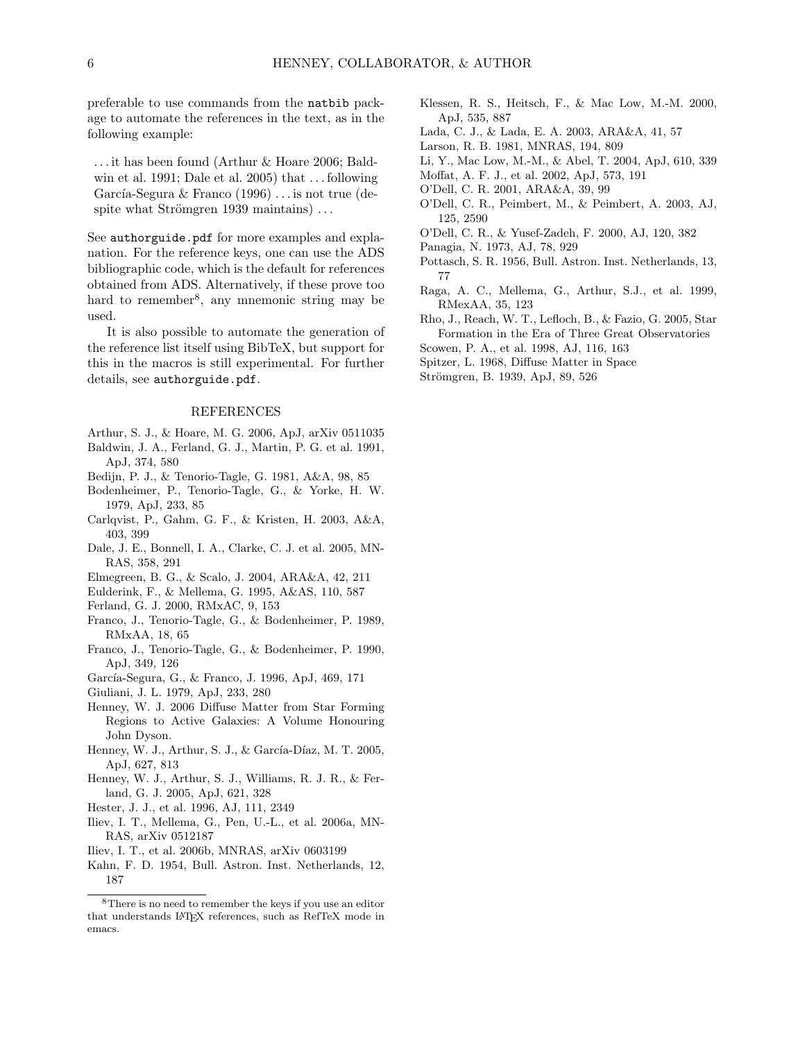preferable to use commands from the `natbib` package to automate the references in the text, as in the following example:

> ...it has been found (Arthur & Hoare 2006; Baldwin et al. 1991; Dale et al. 2005) that ...following García-Segura & Franco (1996) ...is not true (despite what Strömgren 1939 maintains) ...

See `authorguide.pdf` for more examples and explanation. For the reference keys, one can use the ADS bibliographic code, which is the default for references obtained from ADS. Alternatively, if these prove too hard to remember[8], any mnemonic string may be used.

It is also possible to automate the generation of the reference list itself using BibTeX, but support for this in the macros is still experimental. For further details, see `authorguide.pdf`.

## REFERENCES

Arthur, S. J., & Hoare, M. G. 2006, ApJ, arXiv 0511035

Baldwin, J. A., Ferland, G. J., Martin, P. G. et al. 1991, ApJ, 374, 580

Bedijn, P. J., & Tenorio-Tagle, G. 1981, A&A, 98, 85

Bodenheimer, P., Tenorio-Tagle, G., & Yorke, H. W. 1979, ApJ, 233, 85

Carlqvist, P., Gahm, G. F., & Kristen, H. 2003, A&A, 403, 399

Dale, J. E., Bonnell, I. A., Clarke, C. J. et al. 2005, MNRAS, 358, 291

Elmegreen, B. G., & Scalo, J. 2004, ARA&A, 42, 211

Eulderink, F., & Mellema, G. 1995, A&AS, 110, 587

Ferland, G. J. 2000, RMxAC, 9, 153

Franco, J., Tenorio-Tagle, G., & Bodenheimer, P. 1989, RMxAA, 18, 65

Franco, J., Tenorio-Tagle, G., & Bodenheimer, P. 1990, ApJ, 349, 126

García-Segura, G., & Franco, J. 1996, ApJ, 469, 171

Giuliani, J. L. 1979, ApJ, 233, 280

Henney, W. J. 2006 Diffuse Matter from Star Forming Regions to Active Galaxies: A Volume Honouring John Dyson.

Henney, W. J., Arthur, S. J., & García-Díaz, M. T. 2005, ApJ, 627, 813

Henney, W. J., Arthur, S. J., Williams, R. J. R., & Ferland, G. J. 2005, ApJ, 621, 328

Hester, J. J., et al. 1996, AJ, 111, 2349

Iliev, I. T., Mellema, G., Pen, U.-L., et al. 2006a, MNRAS, arXiv 0512187

Iliev, I. T., et al. 2006b, MNRAS, arXiv 0603199

Kahn, F. D. 1954, Bull. Astron. Inst. Netherlands, 12, 187

Klessen, R. S., Heitsch, F., & Mac Low, M.-M. 2000, ApJ, 535, 887

Lada, C. J., & Lada, E. A. 2003, ARA&A, 41, 57

Larson, R. B. 1981, MNRAS, 194, 809

Li, Y., Mac Low, M.-M., & Abel, T. 2004, ApJ, 610, 339

Moffat, A. F. J., et al. 2002, ApJ, 573, 191

O'Dell, C. R. 2001, ARA&A, 39, 99

O'Dell, C. R., Peimbert, M., & Peimbert, A. 2003, AJ, 125, 2590

O'Dell, C. R., & Yusef-Zadeh, F. 2000, AJ, 120, 382

Panagia, N. 1973, AJ, 78, 929

Pottasch, S. R. 1956, Bull. Astron. Inst. Netherlands, 13, 77

Raga, A. C., Mellema, G., Arthur, S.J., et al. 1999, RMexAA, 35, 123

Rho, J., Reach, W. T., Lefloch, B., & Fazio, G. 2005, Star Formation in the Era of Three Great Observatories

Scowen, P. A., et al. 1998, AJ, 116, 163

Spitzer, L. 1968, Diffuse Matter in Space

Strömgren, B. 1939, ApJ, 89, 526

[8] There is no need to remember the keys if you use an editor that understands LaTeX references, such as RefTeX mode in emacs.